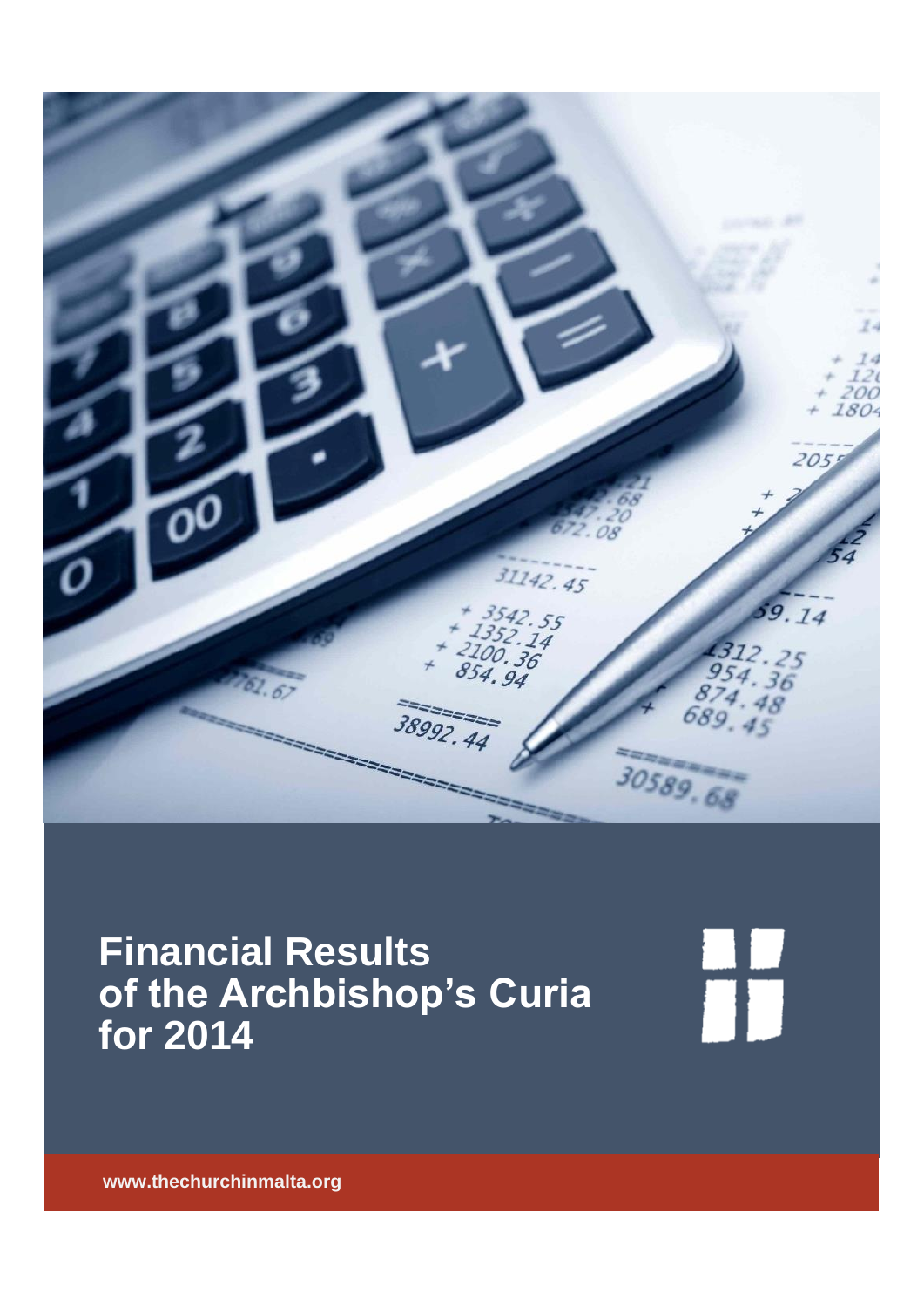# Financial Results of the Archbishop's Curia for 2014

www.thechurchinmalta.org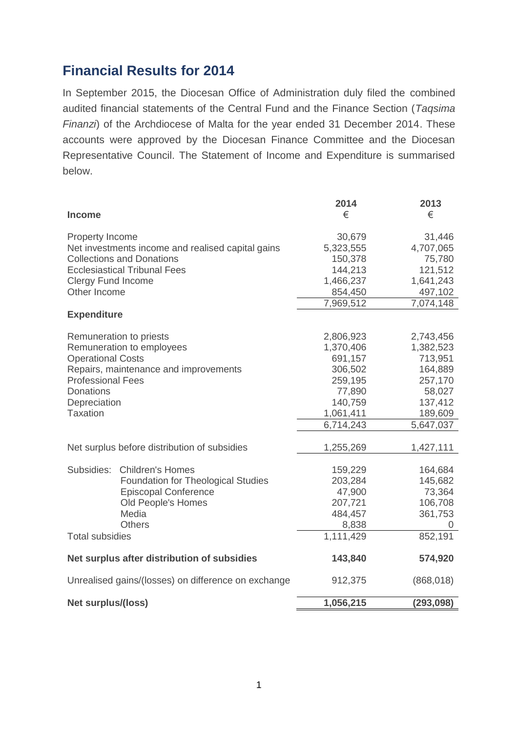## Financial Results for 2014

In September 2015, the Diocesan Office of Administration duly filed the combined audited financial statements of the Central Fund and the Finance Section (*Taqsima Finanzi*) of the Archdiocese of Malta for the year ended 31 December 2014. These accounts were approved by the Diocesan Finance Committee and the Diocesan Representative Council. The Statement of Income and Expenditure is summarised below.

| | 2014 | 2013 |
|---|---|---|
| **Income** | € | € |
| Property Income | 30,679 | 31,446 |
| Net investments income and realised capital gains | 5,323,555 | 4,707,065 |
| Collections and Donations | 150,378 | 75,780 |
| Ecclesiastical Tribunal Fees | 144,213 | 121,512 |
| Clergy Fund Income | 1,466,237 | 1,641,243 |
| Other Income | 854,450 | 497,102 |
| | 7,969,512 | 7,074,148 |
| **Expenditure** | | |
| Remuneration to priests | 2,806,923 | 2,743,456 |
| Remuneration to employees | 1,370,406 | 1,382,523 |
| Operational Costs | 691,157 | 713,951 |
| Repairs, maintenance and improvements | 306,502 | 164,889 |
| Professional Fees | 259,195 | 257,170 |
| Donations | 77,890 | 58,027 |
| Depreciation | 140,759 | 137,412 |
| Taxation | 1,061,411 | 189,609 |
| | 6,714,243 | 5,647,037 |
| Net surplus before distribution of subsidies | 1,255,269 | 1,427,111 |
| Subsidies: Children's Homes | 159,229 | 164,684 |
| Foundation for Theological Studies | 203,284 | 145,682 |
| Episcopal Conference | 47,900 | 73,364 |
| Old People's Homes | 207,721 | 106,708 |
| Media | 484,457 | 361,753 |
| Others | 8,838 | 0 |
| Total subsidies | 1,111,429 | 852,191 |
| **Net surplus after distribution of subsidies** | **143,840** | **574,920** |
| Unrealised gains/(losses) on difference on exchange | 912,375 | (868,018) |
| **Net surplus/(loss)** | **1,056,215** | **(293,098)** |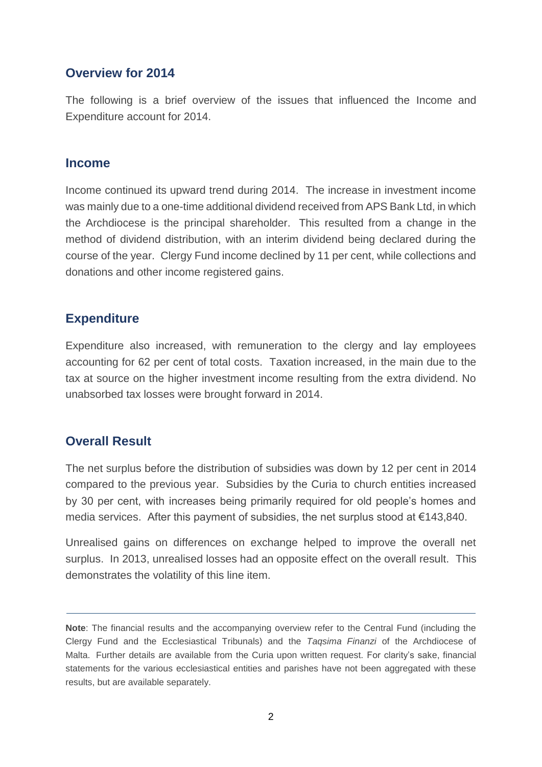## Overview for 2014

The following is a brief overview of the issues that influenced the Income and Expenditure account for 2014.

### Income

Income continued its upward trend during 2014. The increase in investment income was mainly due to a one-time additional dividend received from APS Bank Ltd, in which the Archdiocese is the principal shareholder. This resulted from a change in the method of dividend distribution, with an interim dividend being declared during the course of the year. Clergy Fund income declined by 11 per cent, while collections and donations and other income registered gains.

### Expenditure

Expenditure also increased, with remuneration to the clergy and lay employees accounting for 62 per cent of total costs. Taxation increased, in the main due to the tax at source on the higher investment income resulting from the extra dividend. No unabsorbed tax losses were brought forward in 2014.

### Overall Result

The net surplus before the distribution of subsidies was down by 12 per cent in 2014 compared to the previous year. Subsidies by the Curia to church entities increased by 30 per cent, with increases being primarily required for old people's homes and media services. After this payment of subsidies, the net surplus stood at €143,840.

Unrealised gains on differences on exchange helped to improve the overall net surplus. In 2013, unrealised losses had an opposite effect on the overall result. This demonstrates the volatility of this line item.

---

**Note**: The financial results and the accompanying overview refer to the Central Fund (including the Clergy Fund and the Ecclesiastical Tribunals) and the *Taqsima Finanzi* of the Archdiocese of Malta. Further details are available from the Curia upon written request. For clarity's sake, financial statements for the various ecclesiastical entities and parishes have not been aggregated with these results, but are available separately.